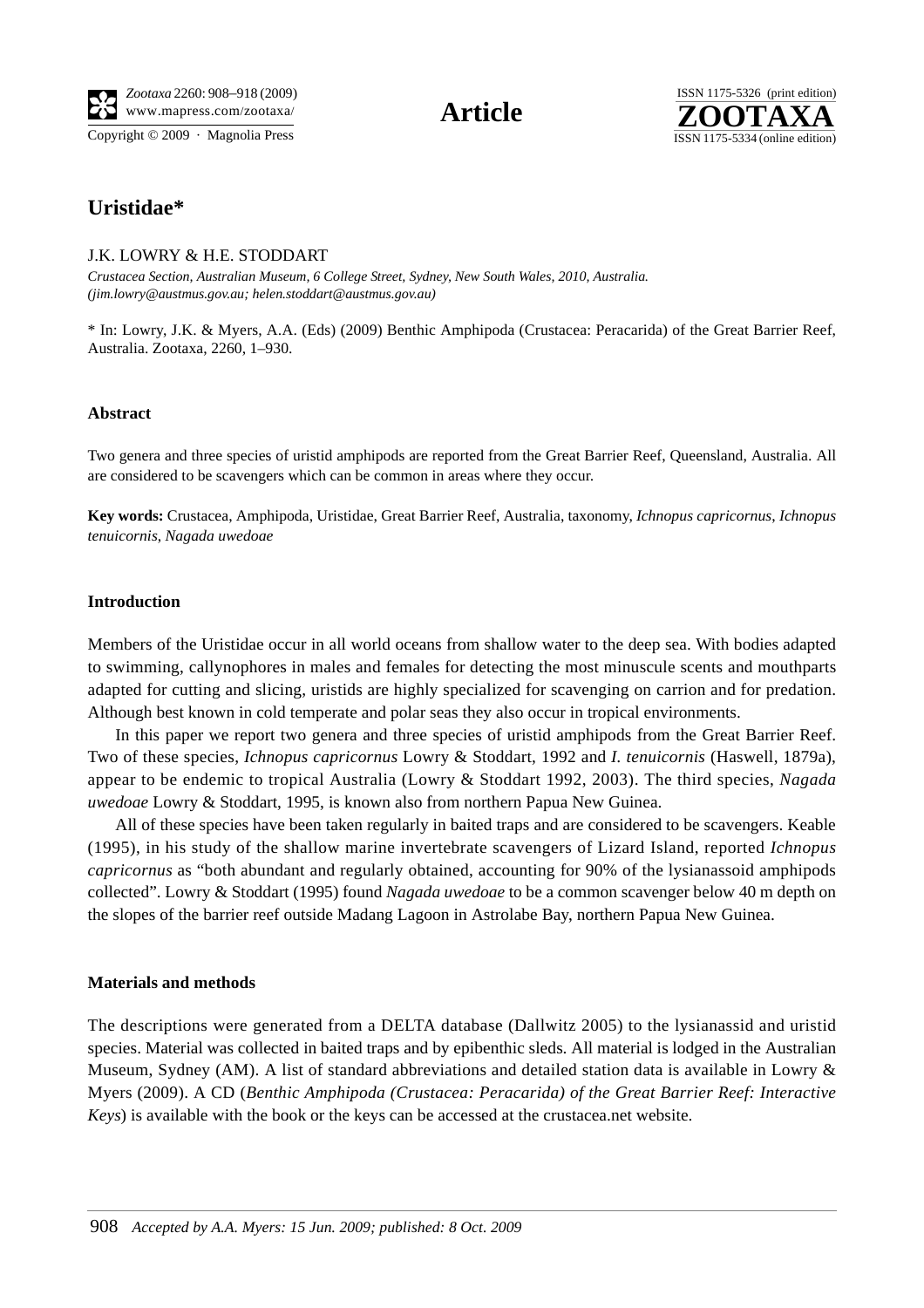# Uristidae*

J.K. LOWRY & H.E. STODDART

*Crustacea Section, Australian Museum, 6 College Street, Sydney, New South Wales, 2010, Australia.*
*(jim.lowry@austmus.gov.au; helen.stoddart@austmus.gov.au)*

* In: Lowry, J.K. & Myers, A.A. (Eds) (2009) Benthic Amphipoda (Crustacea: Peracarida) of the Great Barrier Reef, Australia. Zootaxa, 2260, 1–930.

#### Abstract

Two genera and three species of uristid amphipods are reported from the Great Barrier Reef, Queensland, Australia. All are considered to be scavengers which can be common in areas where they occur.

**Key words:** Crustacea, Amphipoda, Uristidae, Great Barrier Reef, Australia, taxonomy, *Ichnopus capricornus*, *Ichnopus tenuicornis*, *Nagada uwedoae*

#### Introduction

Members of the Uristidae occur in all world oceans from shallow water to the deep sea. With bodies adapted to swimming, callynophores in males and females for detecting the most minuscule scents and mouthparts adapted for cutting and slicing, uristids are highly specialized for scavenging on carrion and for predation. Although best known in cold temperate and polar seas they also occur in tropical environments.

In this paper we report two genera and three species of uristid amphipods from the Great Barrier Reef. Two of these species, *Ichnopus capricornus* Lowry & Stoddart, 1992 and *I. tenuicornis* (Haswell, 1879a), appear to be endemic to tropical Australia (Lowry & Stoddart 1992, 2003). The third species, *Nagada uwedoae* Lowry & Stoddart, 1995, is known also from northern Papua New Guinea.

All of these species have been taken regularly in baited traps and are considered to be scavengers. Keable (1995), in his study of the shallow marine invertebrate scavengers of Lizard Island, reported *Ichnopus capricornus* as "both abundant and regularly obtained, accounting for 90% of the lysianassoid amphipods collected". Lowry & Stoddart (1995) found *Nagada uwedoae* to be a common scavenger below 40 m depth on the slopes of the barrier reef outside Madang Lagoon in Astrolabe Bay, northern Papua New Guinea.

#### Materials and methods

The descriptions were generated from a DELTA database (Dallwitz 2005) to the lysianassid and uristid species. Material was collected in baited traps and by epibenthic sleds. All material is lodged in the Australian Museum, Sydney (AM). A list of standard abbreviations and detailed station data is available in Lowry & Myers (2009). A CD (*Benthic Amphipoda (Crustacea: Peracarida) of the Great Barrier Reef: Interactive Keys*) is available with the book or the keys can be accessed at the crustacea.net website.

*Accepted by A.A. Myers: 15 Jun. 2009; published: 8 Oct. 2009*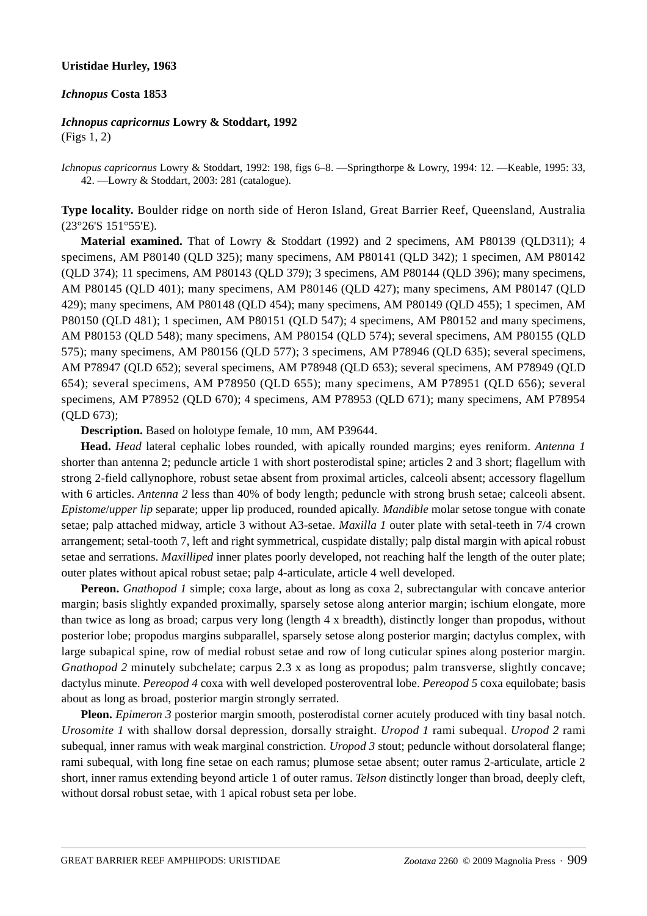**Uristidae Hurley, 1963**

***Ichnopus*** **Costa 1853**

***Ichnopus capricornus*** **Lowry & Stoddart, 1992**
(Figs 1, 2)

*Ichnopus capricornus* Lowry & Stoddart, 1992: 198, figs 6–8. —Springthorpe & Lowry, 1994: 12. —Keable, 1995: 33, 42. —Lowry & Stoddart, 2003: 281 (catalogue).

**Type locality.** Boulder ridge on north side of Heron Island, Great Barrier Reef, Queensland, Australia (23°26'S 151°55'E).

**Material examined.** That of Lowry & Stoddart (1992) and 2 specimens, AM P80139 (QLD311); 4 specimens, AM P80140 (QLD 325); many specimens, AM P80141 (QLD 342); 1 specimen, AM P80142 (QLD 374); 11 specimens, AM P80143 (QLD 379); 3 specimens, AM P80144 (QLD 396); many specimens, AM P80145 (QLD 401); many specimens, AM P80146 (QLD 427); many specimens, AM P80147 (QLD 429); many specimens, AM P80148 (QLD 454); many specimens, AM P80149 (QLD 455); 1 specimen, AM P80150 (QLD 481); 1 specimen, AM P80151 (QLD 547); 4 specimens, AM P80152 and many specimens, AM P80153 (QLD 548); many specimens, AM P80154 (QLD 574); several specimens, AM P80155 (QLD 575); many specimens, AM P80156 (QLD 577); 3 specimens, AM P78946 (QLD 635); several specimens, AM P78947 (QLD 652); several specimens, AM P78948 (QLD 653); several specimens, AM P78949 (QLD 654); several specimens, AM P78950 (QLD 655); many specimens, AM P78951 (QLD 656); several specimens, AM P78952 (QLD 670); 4 specimens, AM P78953 (QLD 671); many specimens, AM P78954 (QLD 673);

**Description.** Based on holotype female, 10 mm, AM P39644.

**Head.** *Head* lateral cephalic lobes rounded, with apically rounded margins; eyes reniform. *Antenna 1* shorter than antenna 2; peduncle article 1 with short posterodistal spine; articles 2 and 3 short; flagellum with strong 2-field callynophore, robust setae absent from proximal articles, calceoli absent; accessory flagellum with 6 articles. *Antenna 2* less than 40% of body length; peduncle with strong brush setae; calceoli absent. *Epistome*/*upper lip* separate; upper lip produced, rounded apically. *Mandible* molar setose tongue with conate setae; palp attached midway, article 3 without A3-setae. *Maxilla 1* outer plate with setal-teeth in 7/4 crown arrangement; setal-tooth 7, left and right symmetrical, cuspidate distally; palp distal margin with apical robust setae and serrations. *Maxilliped* inner plates poorly developed, not reaching half the length of the outer plate; outer plates without apical robust setae; palp 4-articulate, article 4 well developed.

**Pereon.** *Gnathopod 1* simple; coxa large, about as long as coxa 2, subrectangular with concave anterior margin; basis slightly expanded proximally, sparsely setose along anterior margin; ischium elongate, more than twice as long as broad; carpus very long (length 4 x breadth), distinctly longer than propodus, without posterior lobe; propodus margins subparallel, sparsely setose along posterior margin; dactylus complex, with large subapical spine, row of medial robust setae and row of long cuticular spines along posterior margin. *Gnathopod 2* minutely subchelate; carpus 2.3 x as long as propodus; palm transverse, slightly concave; dactylus minute. *Pereopod 4* coxa with well developed posteroventral lobe. *Pereopod 5* coxa equilobate; basis about as long as broad, posterior margin strongly serrated.

**Pleon.** *Epimeron 3* posterior margin smooth, posterodistal corner acutely produced with tiny basal notch. *Urosomite 1* with shallow dorsal depression, dorsally straight. *Uropod 1* rami subequal. *Uropod 2* rami subequal, inner ramus with weak marginal constriction. *Uropod 3* stout; peduncle without dorsolateral flange; rami subequal, with long fine setae on each ramus; plumose setae absent; outer ramus 2-articulate, article 2 short, inner ramus extending beyond article 1 of outer ramus. *Telson* distinctly longer than broad, deeply cleft, without dorsal robust setae, with 1 apical robust seta per lobe.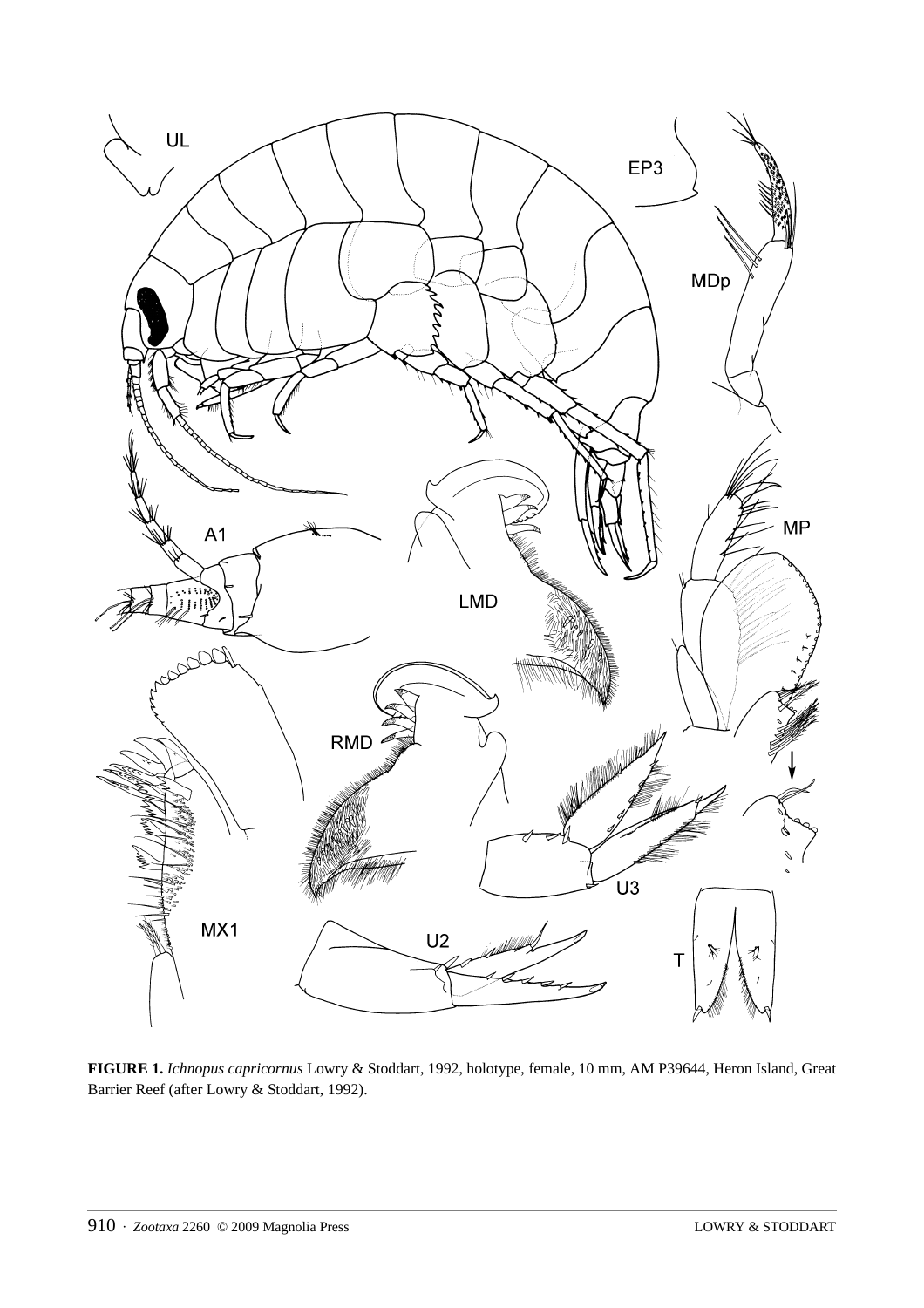**FIGURE 1.** *Ichnopus capricornus* Lowry & Stoddart, 1992, holotype, female, 10 mm, AM P39644, Heron Island, Great Barrier Reef (after Lowry & Stoddart, 1992).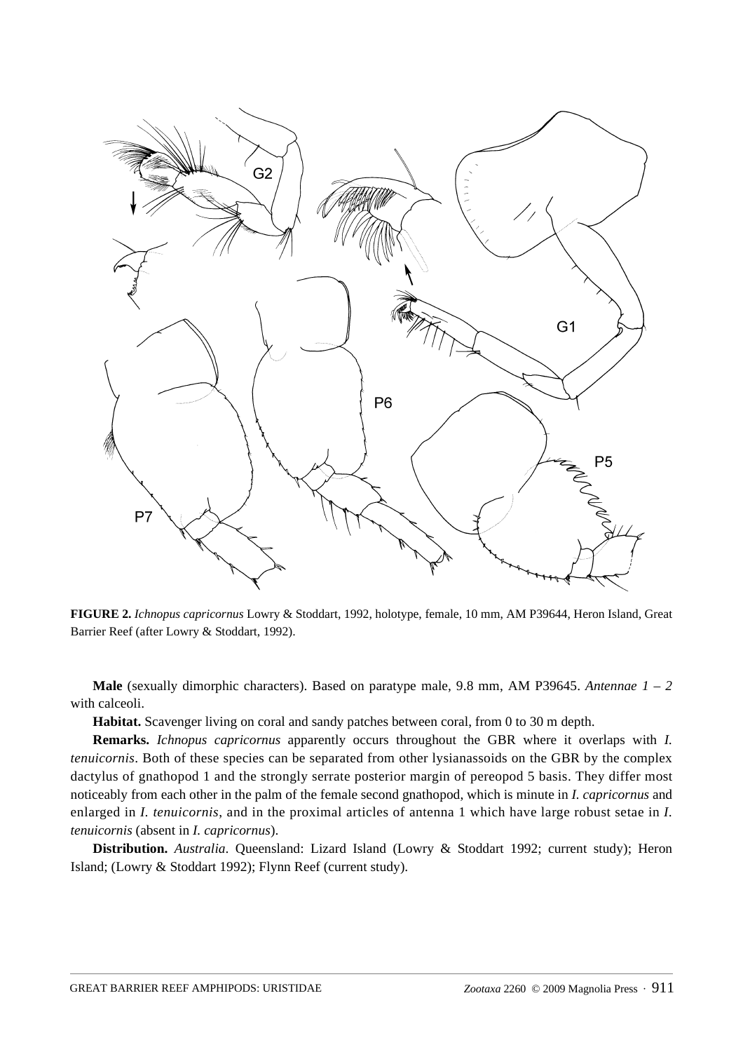**FIGURE 2.** *Ichnopus capricornus* Lowry & Stoddart, 1992, holotype, female, 10 mm, AM P39644, Heron Island, Great Barrier Reef (after Lowry & Stoddart, 1992).

**Male** (sexually dimorphic characters). Based on paratype male, 9.8 mm, AM P39645. *Antennae 1 – 2* with calceoli.

**Habitat.** Scavenger living on coral and sandy patches between coral, from 0 to 30 m depth.

**Remarks.** *Ichnopus capricornus* apparently occurs throughout the GBR where it overlaps with *I. tenuicornis*. Both of these species can be separated from other lysianassoids on the GBR by the complex dactylus of gnathopod 1 and the strongly serrate posterior margin of pereopod 5 basis. They differ most noticeably from each other in the palm of the female second gnathopod, which is minute in *I. capricornus* and enlarged in *I. tenuicornis*, and in the proximal articles of antenna 1 which have large robust setae in *I. tenuicornis* (absent in *I. capricornus*).

**Distribution.** *Australia*. Queensland: Lizard Island (Lowry & Stoddart 1992; current study); Heron Island; (Lowry & Stoddart 1992); Flynn Reef (current study).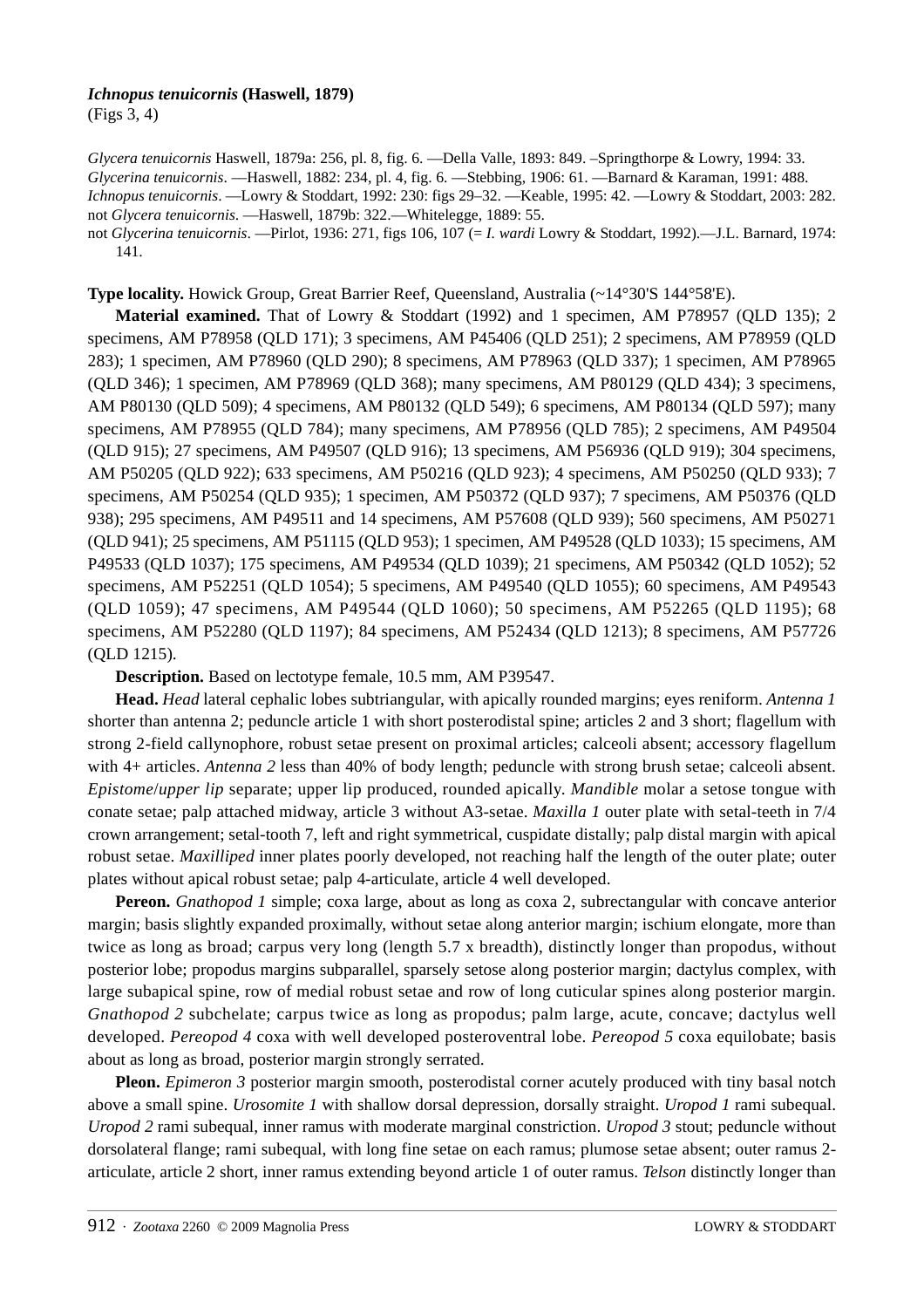### *Ichnopus tenuicornis* (Haswell, 1879)

(Figs 3, 4)

*Glycera tenuicornis* Haswell, 1879a: 256, pl. 8, fig. 6. —Della Valle, 1893: 849. –Springthorpe & Lowry, 1994: 33.
*Glycerina tenuicornis*. —Haswell, 1882: 234, pl. 4, fig. 6. —Stebbing, 1906: 61. —Barnard & Karaman, 1991: 488.
*Ichnopus tenuicornis*. —Lowry & Stoddart, 1992: 230: figs 29–32. —Keable, 1995: 42. —Lowry & Stoddart, 2003: 282.
not *Glycera tenuicornis*. —Haswell, 1879b: 322.—Whitelegge, 1889: 55.
not *Glycerina tenuicornis*. —Pirlot, 1936: 271, figs 106, 107 (= *I. wardi* Lowry & Stoddart, 1992).—J.L. Barnard, 1974: 141.

**Type locality.** Howick Group, Great Barrier Reef, Queensland, Australia (~14°30'S 144°58'E).

**Material examined.** That of Lowry & Stoddart (1992) and 1 specimen, AM P78957 (QLD 135); 2 specimens, AM P78958 (QLD 171); 3 specimens, AM P45406 (QLD 251); 2 specimens, AM P78959 (QLD 283); 1 specimen, AM P78960 (QLD 290); 8 specimens, AM P78963 (QLD 337); 1 specimen, AM P78965 (QLD 346); 1 specimen, AM P78969 (QLD 368); many specimens, AM P80129 (QLD 434); 3 specimens, AM P80130 (QLD 509); 4 specimens, AM P80132 (QLD 549); 6 specimens, AM P80134 (QLD 597); many specimens, AM P78955 (QLD 784); many specimens, AM P78956 (QLD 785); 2 specimens, AM P49504 (QLD 915); 27 specimens, AM P49507 (QLD 916); 13 specimens, AM P56936 (QLD 919); 304 specimens, AM P50205 (QLD 922); 633 specimens, AM P50216 (QLD 923); 4 specimens, AM P50250 (QLD 933); 7 specimens, AM P50254 (QLD 935); 1 specimen, AM P50372 (QLD 937); 7 specimens, AM P50376 (QLD 938); 295 specimens, AM P49511 and 14 specimens, AM P57608 (QLD 939); 560 specimens, AM P50271 (QLD 941); 25 specimens, AM P51115 (QLD 953); 1 specimen, AM P49528 (QLD 1033); 15 specimens, AM P49533 (QLD 1037); 175 specimens, AM P49534 (QLD 1039); 21 specimens, AM P50342 (QLD 1052); 52 specimens, AM P52251 (QLD 1054); 5 specimens, AM P49540 (QLD 1055); 60 specimens, AM P49543 (QLD 1059); 47 specimens, AM P49544 (QLD 1060); 50 specimens, AM P52265 (QLD 1195); 68 specimens, AM P52280 (QLD 1197); 84 specimens, AM P52434 (QLD 1213); 8 specimens, AM P57726 (QLD 1215).

**Description.** Based on lectotype female, 10.5 mm, AM P39547.

**Head.** *Head* lateral cephalic lobes subtriangular, with apically rounded margins; eyes reniform. *Antenna 1* shorter than antenna 2; peduncle article 1 with short posterodistal spine; articles 2 and 3 short; flagellum with strong 2-field callynophore, robust setae present on proximal articles; calceoli absent; accessory flagellum with 4+ articles. *Antenna 2* less than 40% of body length; peduncle with strong brush setae; calceoli absent. *Epistome*/*upper lip* separate; upper lip produced, rounded apically. *Mandible* molar a setose tongue with conate setae; palp attached midway, article 3 without A3-setae. *Maxilla 1* outer plate with setal-teeth in 7/4 crown arrangement; setal-tooth 7, left and right symmetrical, cuspidate distally; palp distal margin with apical robust setae. *Maxilliped* inner plates poorly developed, not reaching half the length of the outer plate; outer plates without apical robust setae; palp 4-articulate, article 4 well developed.

**Pereon.** *Gnathopod 1* simple; coxa large, about as long as coxa 2, subrectangular with concave anterior margin; basis slightly expanded proximally, without setae along anterior margin; ischium elongate, more than twice as long as broad; carpus very long (length 5.7 x breadth), distinctly longer than propodus, without posterior lobe; propodus margins subparallel, sparsely setose along posterior margin; dactylus complex, with large subapical spine, row of medial robust setae and row of long cuticular spines along posterior margin. *Gnathopod 2* subchelate; carpus twice as long as propodus; palm large, acute, concave; dactylus well developed. *Pereopod 4* coxa with well developed posteroventral lobe. *Pereopod 5* coxa equilobate; basis about as long as broad, posterior margin strongly serrated.

**Pleon.** *Epimeron 3* posterior margin smooth, posterodistal corner acutely produced with tiny basal notch above a small spine. *Urosomite 1* with shallow dorsal depression, dorsally straight. *Uropod 1* rami subequal. *Uropod 2* rami subequal, inner ramus with moderate marginal constriction. *Uropod 3* stout; peduncle without dorsolateral flange; rami subequal, with long fine setae on each ramus; plumose setae absent; outer ramus 2-articulate, article 2 short, inner ramus extending beyond article 1 of outer ramus. *Telson* distinctly longer than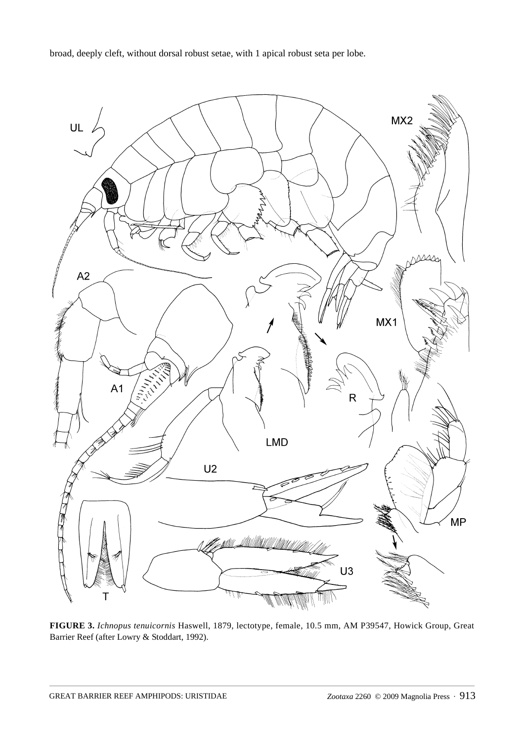broad, deeply cleft, without dorsal robust setae, with 1 apical robust seta per lobe.

**FIGURE 3.** *Ichnopus tenuicornis* Haswell, 1879, lectotype, female, 10.5 mm, AM P39547, Howick Group, Great Barrier Reef (after Lowry & Stoddart, 1992).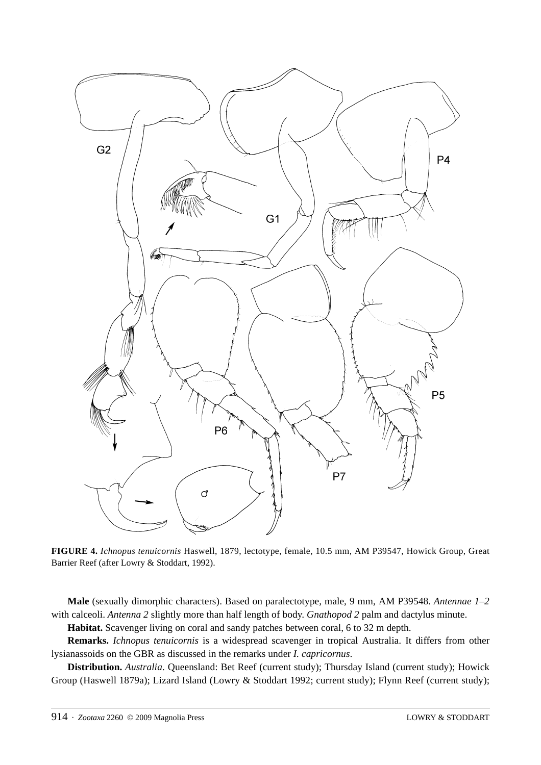**FIGURE 4.** *Ichnopus tenuicornis* Haswell, 1879, lectotype, female, 10.5 mm, AM P39547, Howick Group, Great Barrier Reef (after Lowry & Stoddart, 1992).

**Male** (sexually dimorphic characters). Based on paralectotype, male, 9 mm, AM P39548. *Antennae 1–2* with calceoli. *Antenna 2* slightly more than half length of body. *Gnathopod 2* palm and dactylus minute.

**Habitat.** Scavenger living on coral and sandy patches between coral, 6 to 32 m depth.

**Remarks.** *Ichnopus tenuicornis* is a widespread scavenger in tropical Australia. It differs from other lysianassoids on the GBR as discussed in the remarks under *I. capricornus*.

**Distribution.** *Australia*. Queensland: Bet Reef (current study); Thursday Island (current study); Howick Group (Haswell 1879a); Lizard Island (Lowry & Stoddart 1992; current study); Flynn Reef (current study);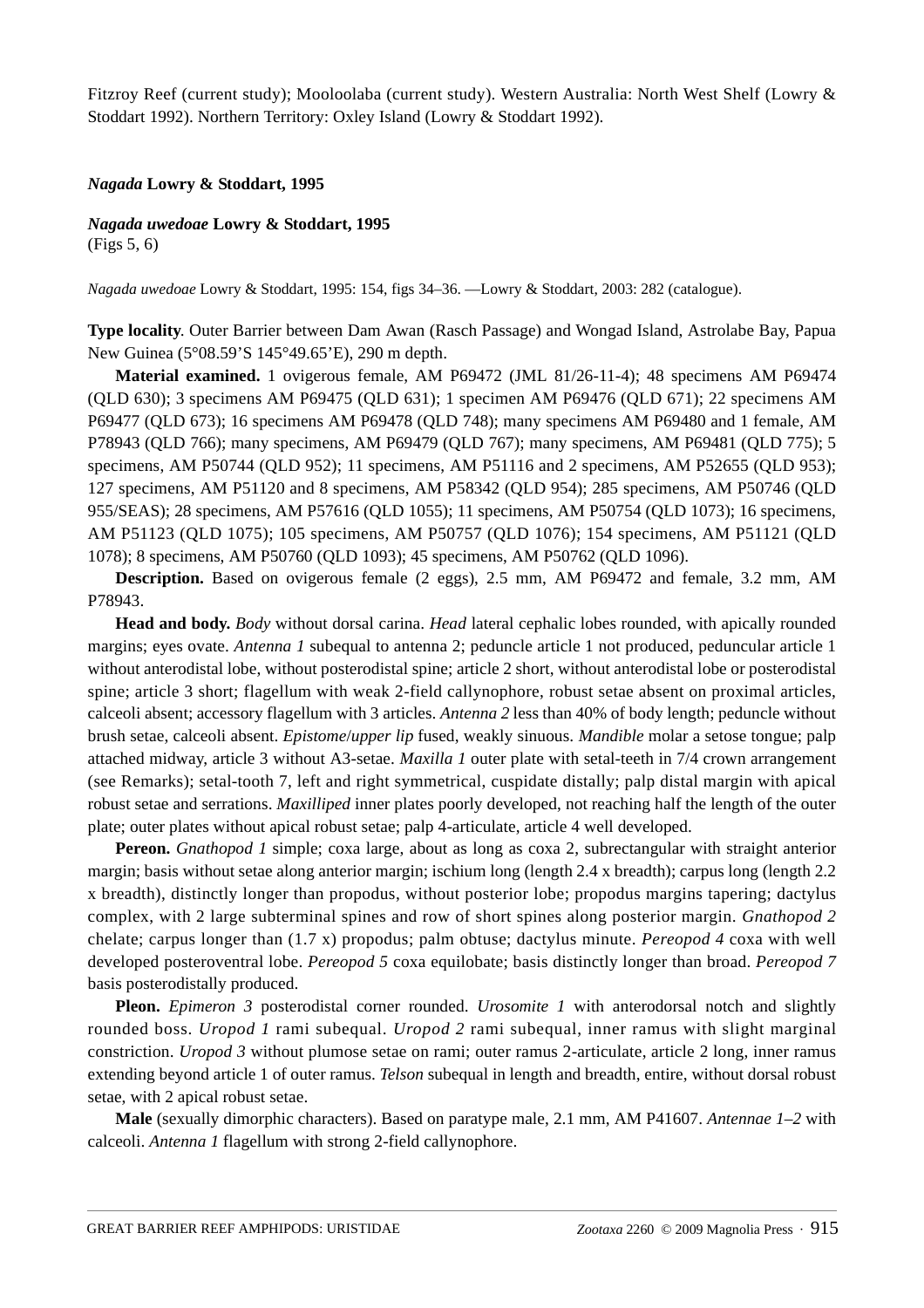Fitzroy Reef (current study); Mooloolaba (current study). Western Australia: North West Shelf (Lowry & Stoddart 1992). Northern Territory: Oxley Island (Lowry & Stoddart 1992).

### *Nagada* Lowry & Stoddart, 1995

#### *Nagada uwedoae* Lowry & Stoddart, 1995

(Figs 5, 6)

*Nagada uwedoae* Lowry & Stoddart, 1995: 154, figs 34–36. —Lowry & Stoddart, 2003: 282 (catalogue).

**Type locality**. Outer Barrier between Dam Awan (Rasch Passage) and Wongad Island, Astrolabe Bay, Papua New Guinea (5°08.59'S 145°49.65'E), 290 m depth.

**Material examined.** 1 ovigerous female, AM P69472 (JML 81/26-11-4); 48 specimens AM P69474 (QLD 630); 3 specimens AM P69475 (QLD 631); 1 specimen AM P69476 (QLD 671); 22 specimens AM P69477 (QLD 673); 16 specimens AM P69478 (QLD 748); many specimens AM P69480 and 1 female, AM P78943 (QLD 766); many specimens, AM P69479 (QLD 767); many specimens, AM P69481 (QLD 775); 5 specimens, AM P50744 (QLD 952); 11 specimens, AM P51116 and 2 specimens, AM P52655 (QLD 953); 127 specimens, AM P51120 and 8 specimens, AM P58342 (QLD 954); 285 specimens, AM P50746 (QLD 955/SEAS); 28 specimens, AM P57616 (QLD 1055); 11 specimens, AM P50754 (QLD 1073); 16 specimens, AM P51123 (QLD 1075); 105 specimens, AM P50757 (QLD 1076); 154 specimens, AM P51121 (QLD 1078); 8 specimens, AM P50760 (QLD 1093); 45 specimens, AM P50762 (QLD 1096).

**Description.** Based on ovigerous female (2 eggs), 2.5 mm, AM P69472 and female, 3.2 mm, AM P78943.

**Head and body.** *Body* without dorsal carina. *Head* lateral cephalic lobes rounded, with apically rounded margins; eyes ovate. *Antenna 1* subequal to antenna 2; peduncle article 1 not produced, peduncular article 1 without anterodistal lobe, without posterodistal spine; article 2 short, without anterodistal lobe or posterodistal spine; article 3 short; flagellum with weak 2-field callynophore, robust setae absent on proximal articles, calceoli absent; accessory flagellum with 3 articles. *Antenna 2* less than 40% of body length; peduncle without brush setae, calceoli absent. *Epistome/upper lip* fused, weakly sinuous. *Mandible* molar a setose tongue; palp attached midway, article 3 without A3-setae. *Maxilla 1* outer plate with setal-teeth in 7/4 crown arrangement (see Remarks); setal-tooth 7, left and right symmetrical, cuspidate distally; palp distal margin with apical robust setae and serrations. *Maxilliped* inner plates poorly developed, not reaching half the length of the outer plate; outer plates without apical robust setae; palp 4-articulate, article 4 well developed.

**Pereon.** *Gnathopod 1* simple; coxa large, about as long as coxa 2, subrectangular with straight anterior margin; basis without setae along anterior margin; ischium long (length 2.4 x breadth); carpus long (length 2.2 x breadth), distinctly longer than propodus, without posterior lobe; propodus margins tapering; dactylus complex, with 2 large subterminal spines and row of short spines along posterior margin. *Gnathopod 2* chelate; carpus longer than (1.7 x) propodus; palm obtuse; dactylus minute. *Pereopod 4* coxa with well developed posteroventral lobe. *Pereopod 5* coxa equilobate; basis distinctly longer than broad. *Pereopod 7* basis posterodistally produced.

**Pleon.** *Epimeron 3* posterodistal corner rounded. *Urosomite 1* with anterodorsal notch and slightly rounded boss. *Uropod 1* rami subequal. *Uropod 2* rami subequal, inner ramus with slight marginal constriction. *Uropod 3* without plumose setae on rami; outer ramus 2-articulate, article 2 long, inner ramus extending beyond article 1 of outer ramus. *Telson* subequal in length and breadth, entire, without dorsal robust setae, with 2 apical robust setae.

**Male** (sexually dimorphic characters). Based on paratype male, 2.1 mm, AM P41607. *Antennae 1–2* with calceoli. *Antenna 1* flagellum with strong 2-field callynophore.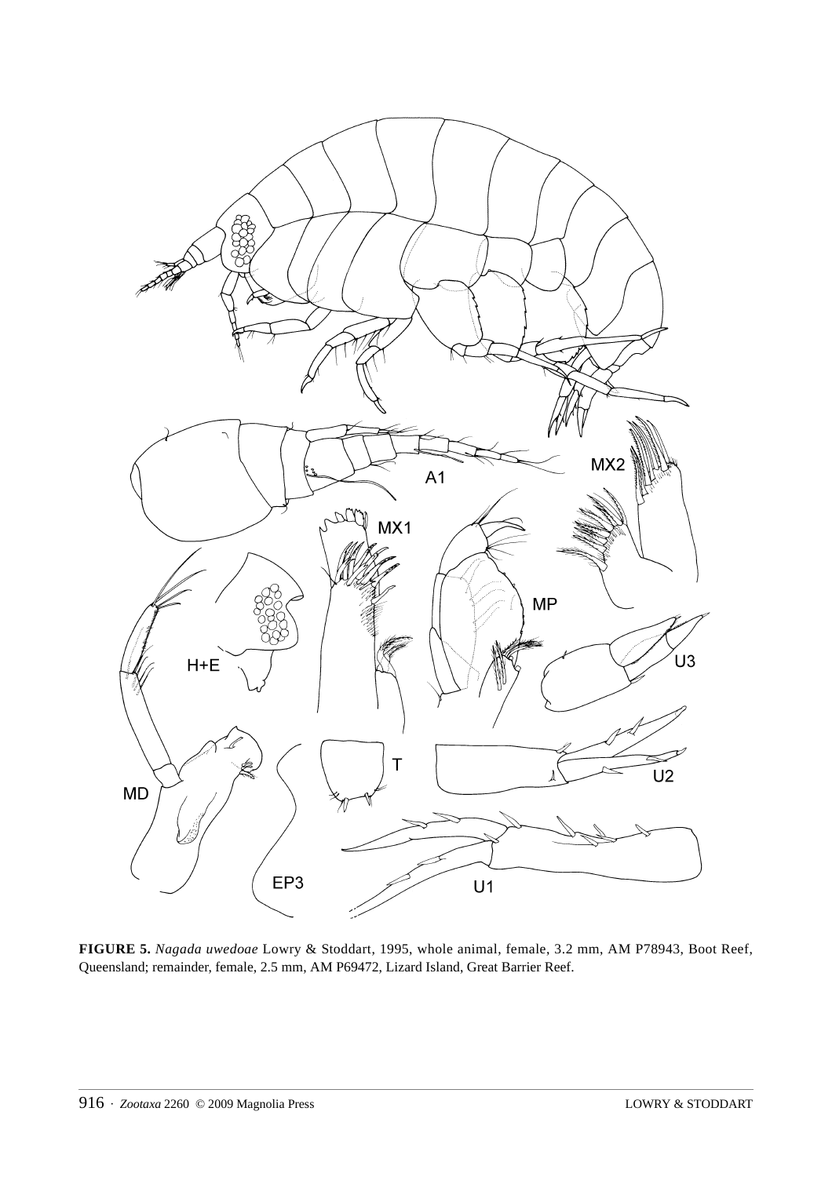**FIGURE 5.** *Nagada uwedoae* Lowry & Stoddart, 1995, whole animal, female, 3.2 mm, AM P78943, Boot Reef, Queensland; remainder, female, 2.5 mm, AM P69472, Lizard Island, Great Barrier Reef.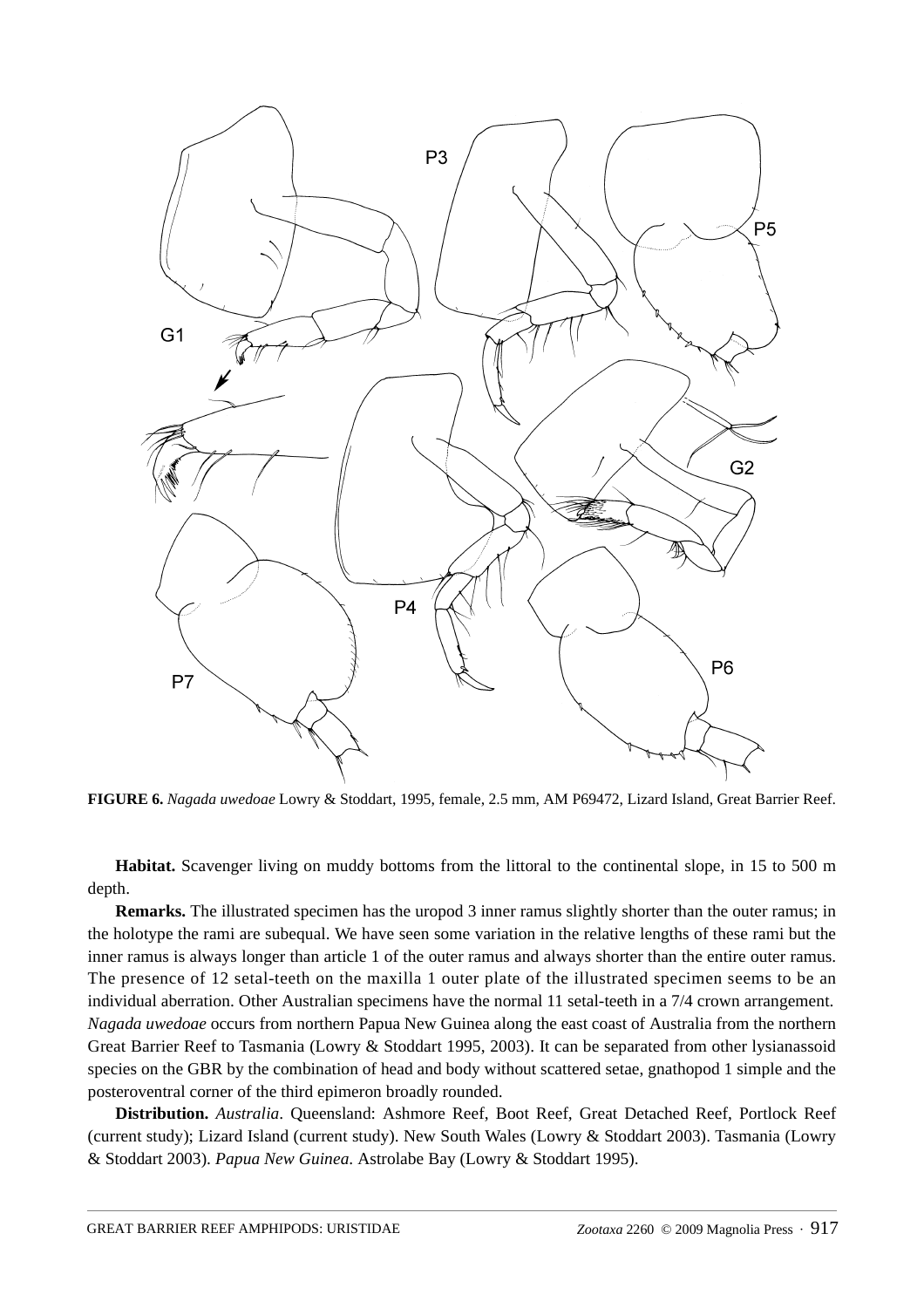**FIGURE 6.** *Nagada uwedoae* Lowry & Stoddart, 1995, female, 2.5 mm, AM P69472, Lizard Island, Great Barrier Reef.

**Habitat.** Scavenger living on muddy bottoms from the littoral to the continental slope, in 15 to 500 m depth.

**Remarks.** The illustrated specimen has the uropod 3 inner ramus slightly shorter than the outer ramus; in the holotype the rami are subequal. We have seen some variation in the relative lengths of these rami but the inner ramus is always longer than article 1 of the outer ramus and always shorter than the entire outer ramus. The presence of 12 setal-teeth on the maxilla 1 outer plate of the illustrated specimen seems to be an individual aberration. Other Australian specimens have the normal 11 setal-teeth in a 7/4 crown arrangement. *Nagada uwedoae* occurs from northern Papua New Guinea along the east coast of Australia from the northern Great Barrier Reef to Tasmania (Lowry & Stoddart 1995, 2003). It can be separated from other lysianassoid species on the GBR by the combination of head and body without scattered setae, gnathopod 1 simple and the posteroventral corner of the third epimeron broadly rounded.

**Distribution.** *Australia*. Queensland: Ashmore Reef, Boot Reef, Great Detached Reef, Portlock Reef (current study); Lizard Island (current study). New South Wales (Lowry & Stoddart 2003). Tasmania (Lowry & Stoddart 2003). *Papua New Guinea*. Astrolabe Bay (Lowry & Stoddart 1995).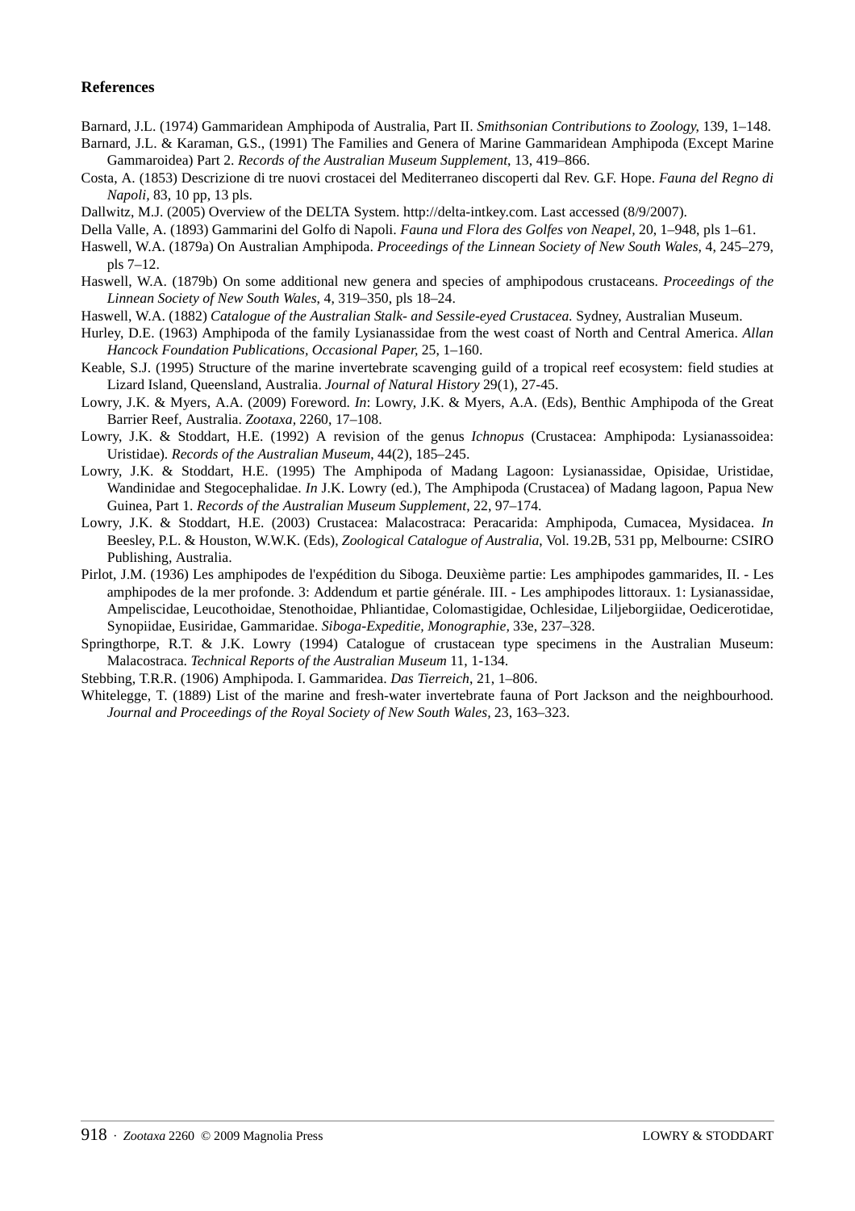## References

Barnard, J.L. (1974) Gammaridean Amphipoda of Australia, Part II. *Smithsonian Contributions to Zoology*, 139, 1–148.

Barnard, J.L. & Karaman, G.S., (1991) The Families and Genera of Marine Gammaridean Amphipoda (Except Marine Gammaroidea) Part 2. *Records of the Australian Museum Supplement*, 13, 419–866.

Costa, A. (1853) Descrizione di tre nuovi crostacei del Mediterraneo discoperti dal Rev. G.F. Hope. *Fauna del Regno di Napoli*, 83, 10 pp, 13 pls.

Dallwitz, M.J. (2005) Overview of the DELTA System. http://delta-intkey.com. Last accessed (8/9/2007).

Della Valle, A. (1893) Gammarini del Golfo di Napoli. *Fauna und Flora des Golfes von Neapel*, 20, 1–948, pls 1–61.

Haswell, W.A. (1879a) On Australian Amphipoda. *Proceedings of the Linnean Society of New South Wales*, 4, 245–279, pls 7–12.

Haswell, W.A. (1879b) On some additional new genera and species of amphipodous crustaceans. *Proceedings of the Linnean Society of New South Wales*, 4, 319–350, pls 18–24.

Haswell, W.A. (1882) *Catalogue of the Australian Stalk- and Sessile-eyed Crustacea.* Sydney, Australian Museum.

Hurley, D.E. (1963) Amphipoda of the family Lysianassidae from the west coast of North and Central America. *Allan Hancock Foundation Publications, Occasional Paper*, 25, 1–160.

Keable, S.J. (1995) Structure of the marine invertebrate scavenging guild of a tropical reef ecosystem: field studies at Lizard Island, Queensland, Australia. *Journal of Natural History* 29(1), 27-45.

Lowry, J.K. & Myers, A.A. (2009) Foreword. *In*: Lowry, J.K. & Myers, A.A. (Eds), Benthic Amphipoda of the Great Barrier Reef, Australia. *Zootaxa*, 2260, 17–108.

Lowry, J.K. & Stoddart, H.E. (1992) A revision of the genus *Ichnopus* (Crustacea: Amphipoda: Lysianassoidea: Uristidae). *Records of the Australian Museum*, 44(2), 185–245.

Lowry, J.K. & Stoddart, H.E. (1995) The Amphipoda of Madang Lagoon: Lysianassidae, Opisidae, Uristidae, Wandinidae and Stegocephalidae. *In* J.K. Lowry (ed.), The Amphipoda (Crustacea) of Madang lagoon, Papua New Guinea, Part 1. *Records of the Australian Museum Supplement*, 22, 97–174.

Lowry, J.K. & Stoddart, H.E. (2003) Crustacea: Malacostraca: Peracarida: Amphipoda, Cumacea, Mysidacea. *In* Beesley, P.L. & Houston, W.W.K. (Eds), *Zoological Catalogue of Australia*, Vol. 19.2B, 531 pp, Melbourne: CSIRO Publishing, Australia.

Pirlot, J.M. (1936) Les amphipodes de l'expédition du Siboga. Deuxième partie: Les amphipodes gammarides, II. - Les amphipodes de la mer profonde. 3: Addendum et partie générale. III. - Les amphipodes littoraux. 1: Lysianassidae, Ampeliscidae, Leucothoidae, Stenothoidae, Phliantidae, Colomastigidae, Ochlesidae, Liljeborgiidae, Oedicerotidae, Synopiidae, Eusiridae, Gammaridae. *Siboga-Expeditie, Monographie*, 33e, 237–328.

Springthorpe, R.T. & J.K. Lowry (1994) Catalogue of crustacean type specimens in the Australian Museum: Malacostraca. *Technical Reports of the Australian Museum* 11, 1-134.

Stebbing, T.R.R. (1906) Amphipoda. I. Gammaridea. *Das Tierreich*, 21, 1–806.

Whitelegge, T. (1889) List of the marine and fresh-water invertebrate fauna of Port Jackson and the neighbourhood. *Journal and Proceedings of the Royal Society of New South Wales*, 23, 163–323.